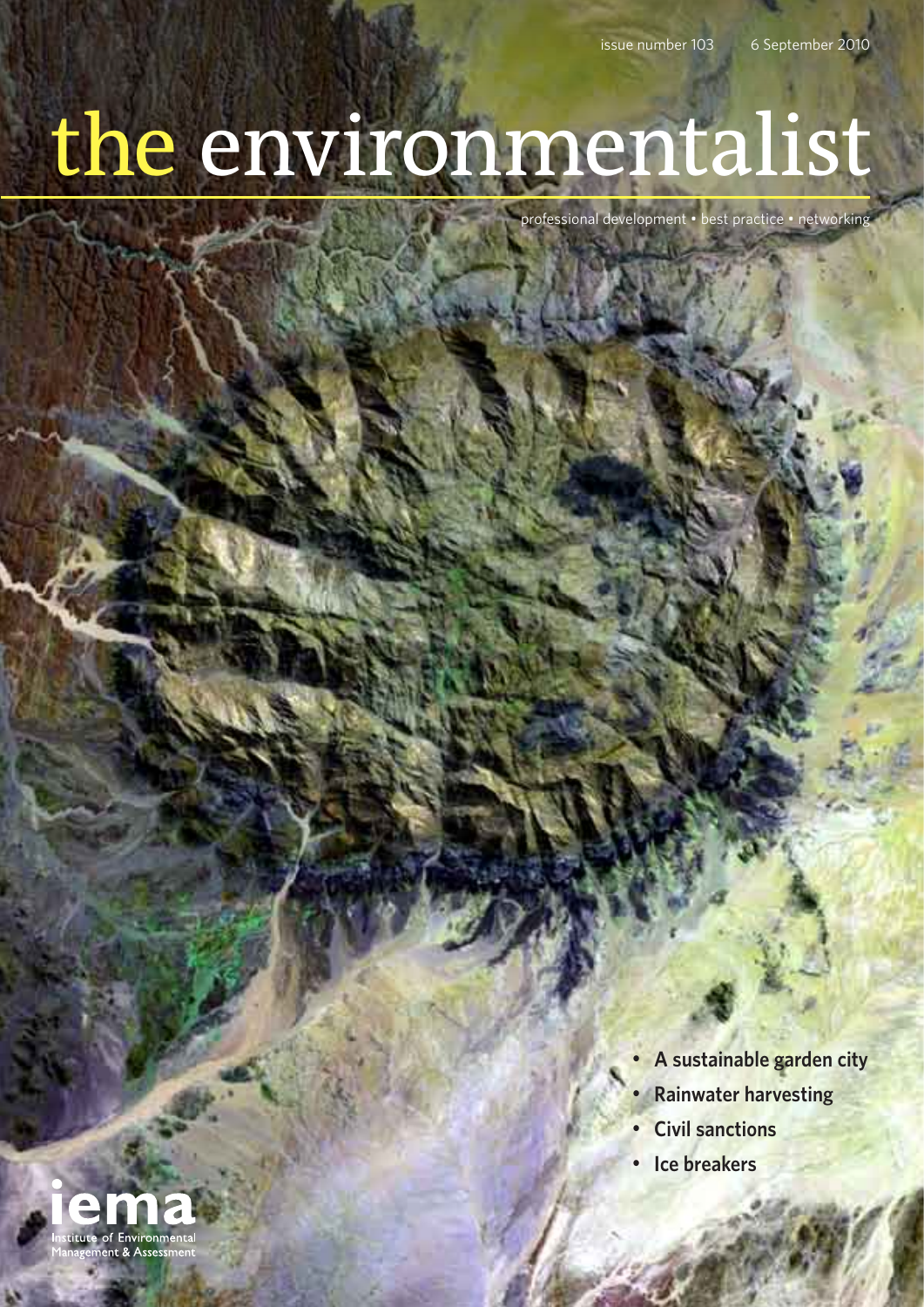issue number 103 6 September 2010

# the environmentalist

professional development • best practice • networking

- **A sustainable garden city**
- **Rainwater harvesting**
- **Civil sanctions**
- **Ice breakers**

iema
Institute of Environmental Management & Assessment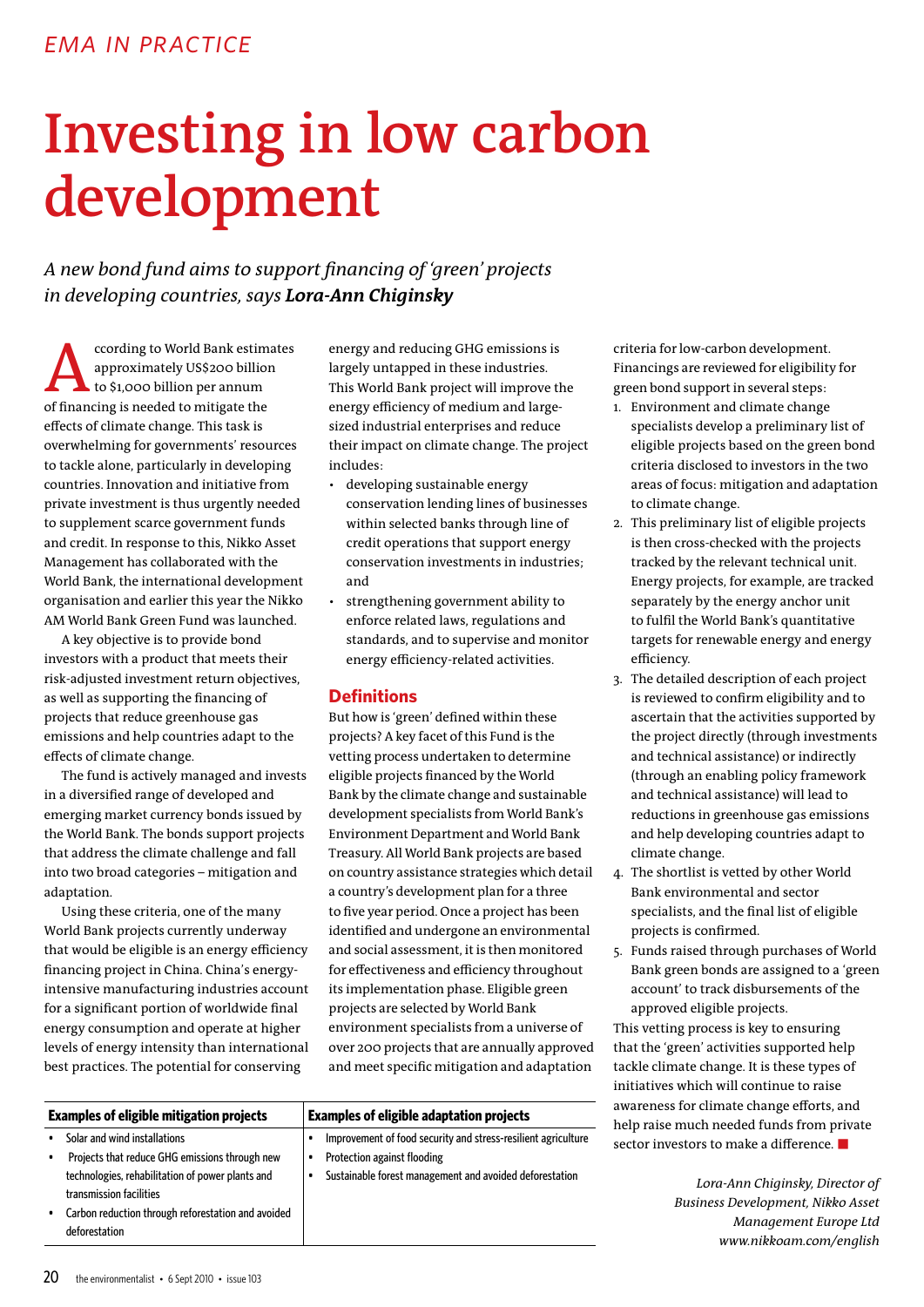*EMA IN PRACTICE*

# Investing in low carbon development

*A new bond fund aims to support financing of 'green' projects in developing countries, says **Lora-Ann Chiginsky***

According to World Bank estimates approximately US$200 billion to $1,000 billion per annum of financing is needed to mitigate the effects of climate change. This task is overwhelming for governments' resources to tackle alone, particularly in developing countries. Innovation and initiative from private investment is thus urgently needed to supplement scarce government funds and credit. In response to this, Nikko Asset Management has collaborated with the World Bank, the international development organisation and earlier this year the Nikko AM World Bank Green Fund was launched.

A key objective is to provide bond investors with a product that meets their risk-adjusted investment return objectives, as well as supporting the financing of projects that reduce greenhouse gas emissions and help countries adapt to the effects of climate change.

The fund is actively managed and invests in a diversified range of developed and emerging market currency bonds issued by the World Bank. The bonds support projects that address the climate challenge and fall into two broad categories – mitigation and adaptation.

Using these criteria, one of the many World Bank projects currently underway that would be eligible is an energy efficiency financing project in China. China's energy-intensive manufacturing industries account for a significant portion of worldwide final energy consumption and operate at higher levels of energy intensity than international best practices. The potential for conserving energy and reducing GHG emissions is largely untapped in these industries. This World Bank project will improve the energy efficiency of medium and large-sized industrial enterprises and reduce their impact on climate change. The project includes:

- developing sustainable energy conservation lending lines of businesses within selected banks through line of credit operations that support energy conservation investments in industries; and
- strengthening government ability to enforce related laws, regulations and standards, and to supervise and monitor energy efficiency-related activities.

## Definitions

But how is 'green' defined within these projects? A key facet of this Fund is the vetting process undertaken to determine eligible projects financed by the World Bank by the climate change and sustainable development specialists from World Bank's Environment Department and World Bank Treasury. All World Bank projects are based on country assistance strategies which detail a country's development plan for a three to five year period. Once a project has been identified and undergone an environmental and social assessment, it is then monitored for effectiveness and efficiency throughout its implementation phase. Eligible green projects are selected by World Bank environment specialists from a universe of over 200 projects that are annually approved and meet specific mitigation and adaptation criteria for low-carbon development. Financings are reviewed for eligibility for green bond support in several steps:

1. Environment and climate change specialists develop a preliminary list of eligible projects based on the green bond criteria disclosed to investors in the two areas of focus: mitigation and adaptation to climate change.
2. This preliminary list of eligible projects is then cross-checked with the projects tracked by the relevant technical unit. Energy projects, for example, are tracked separately by the energy anchor unit to fulfil the World Bank's quantitative targets for renewable energy and energy efficiency.
3. The detailed description of each project is reviewed to confirm eligibility and to ascertain that the activities supported by the project directly (through investments and technical assistance) or indirectly (through an enabling policy framework and technical assistance) will lead to reductions in greenhouse gas emissions and help developing countries adapt to climate change.
4. The shortlist is vetted by other World Bank environmental and sector specialists, and the final list of eligible projects is confirmed.
5. Funds raised through purchases of World Bank green bonds are assigned to a 'green account' to track disbursements of the approved eligible projects.

This vetting process is key to ensuring that the 'green' activities supported help tackle climate change. It is these types of initiatives which will continue to raise awareness for climate change efforts, and help raise much needed funds from private sector investors to make a difference. ■

| Examples of eligible mitigation projects | Examples of eligible adaptation projects |
|---|---|
| • Solar and wind installations<br>• Projects that reduce GHG emissions through new technologies, rehabilitation of power plants and transmission facilities<br>• Carbon reduction through reforestation and avoided deforestation | • Improvement of food security and stress-resilient agriculture<br>• Protection against flooding<br>• Sustainable forest management and avoided deforestation |

*Lora-Ann Chiginsky, Director of Business Development, Nikko Asset Management Europe Ltd*
*www.nikkoam.com/english*